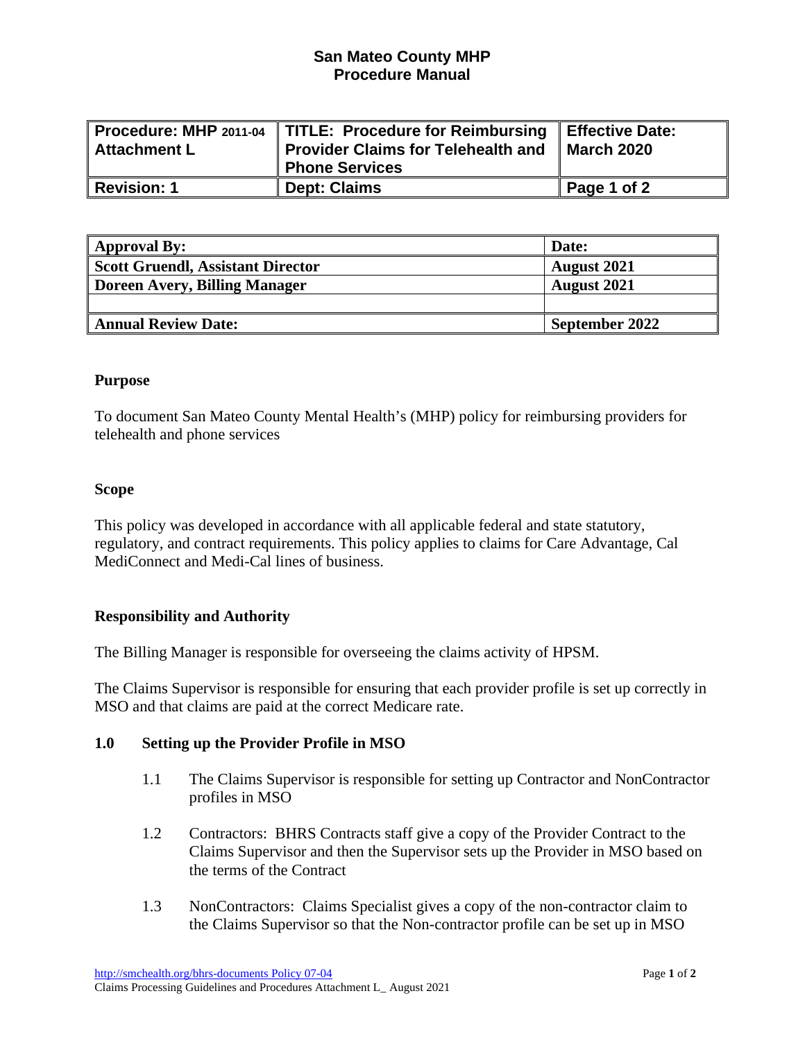# San Mateo County MHP
# Procedure Manual

| Procedure: MHP 2011-04 Attachment L | TITLE: Procedure for Reimbursing Provider Claims for Telehealth and Phone Services | Effective Date: March 2020 |
|---|---|---|
| Revision: 1 | Dept: Claims | Page 1 of 2 |

| Approval By: | Date: |
|---|---|
| Scott Gruendl, Assistant Director | August 2021 |
| Doreen Avery, Billing Manager | August 2021 |
| | |
| Annual Review Date: | September 2022 |

**Purpose**

To document San Mateo County Mental Health's (MHP) policy for reimbursing providers for telehealth and phone services

**Scope**

This policy was developed in accordance with all applicable federal and state statutory, regulatory, and contract requirements. This policy applies to claims for Care Advantage, Cal MediConnect and Medi-Cal lines of business.

**Responsibility and Authority**

The Billing Manager is responsible for overseeing the claims activity of HPSM.

The Claims Supervisor is responsible for ensuring that each provider profile is set up correctly in MSO and that claims are paid at the correct Medicare rate.

**1.0 Setting up the Provider Profile in MSO**

1.1 The Claims Supervisor is responsible for setting up Contractor and NonContractor profiles in MSO

1.2 Contractors: BHRS Contracts staff give a copy of the Provider Contract to the Claims Supervisor and then the Supervisor sets up the Provider in MSO based on the terms of the Contract

1.3 NonContractors: Claims Specialist gives a copy of the non-contractor claim to the Claims Supervisor so that the Non-contractor profile can be set up in MSO

http://smchealth.org/bhrs-documents Policy 07-04
Claims Processing Guidelines and Procedures Attachment L_ August 2021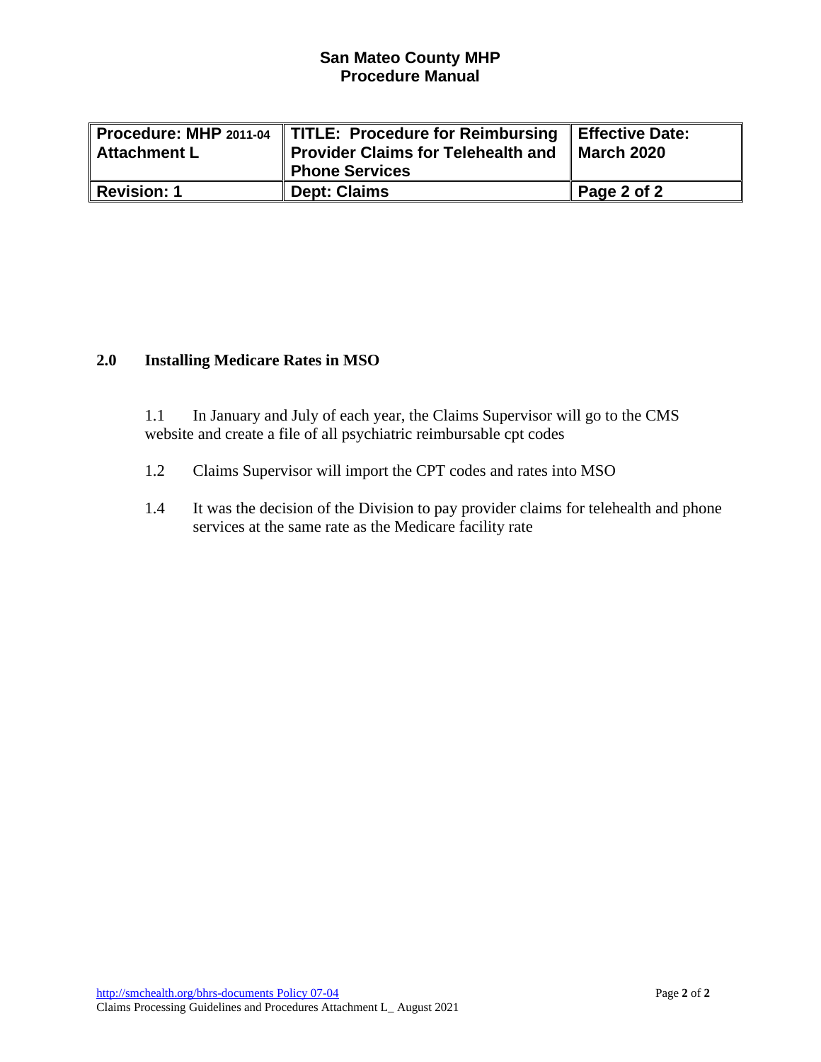## 2.0 Installing Medicare Rates in MSO

1.1 In January and July of each year, the Claims Supervisor will go to the CMS website and create a file of all psychiatric reimbursable cpt codes

1.2 Claims Supervisor will import the CPT codes and rates into MSO

1.4 It was the decision of the Division to pay provider claims for telehealth and phone services at the same rate as the Medicare facility rate